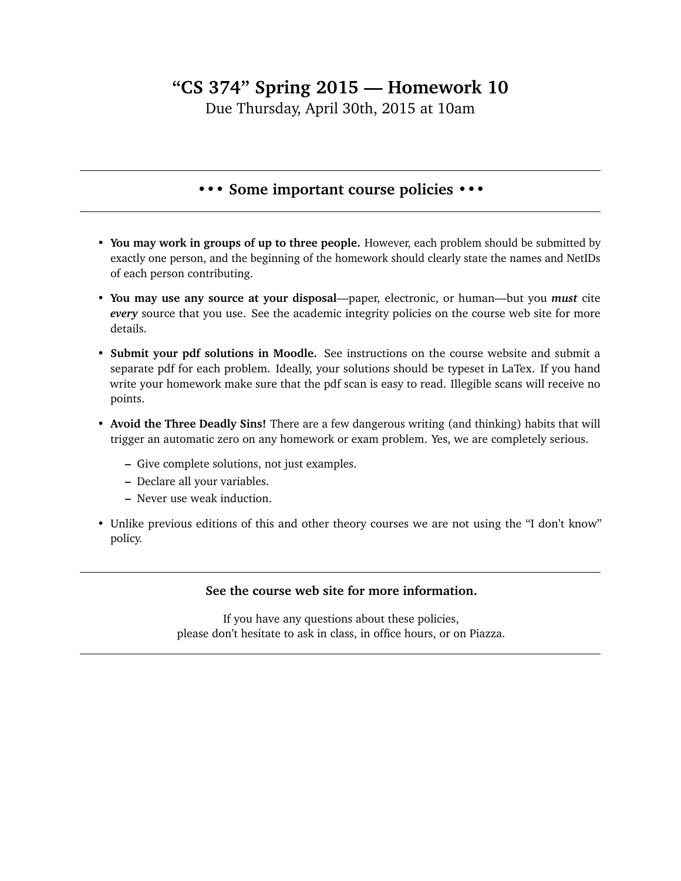# "CS 374" Spring 2015 — Homework 10

Due Thursday, April 30th, 2015 at 10am

---

## • • • Some important course policies • • •

---

- **You may work in groups of up to three people.** However, each problem should be submitted by exactly one person, and the beginning of the homework should clearly state the names and NetIDs of each person contributing.
- **You may use any source at your disposal**—paper, electronic, or human—but you ***must*** cite ***every*** source that you use. See the academic integrity policies on the course web site for more details.
- **Submit your pdf solutions in Moodle.** See instructions on the course website and submit a separate pdf for each problem. Ideally, your solutions should be typeset in LaTex. If you hand write your homework make sure that the pdf scan is easy to read. Illegible scans will receive no points.
- **Avoid the Three Deadly Sins!** There are a few dangerous writing (and thinking) habits that will trigger an automatic zero on any homework or exam problem. Yes, we are completely serious.
  - Give complete solutions, not just examples.
  - Declare all your variables.
  - Never use weak induction.
- Unlike previous editions of this and other theory courses we are not using the "I don't know" policy.

---

**See the course web site for more information.**

If you have any questions about these policies,
please don't hesitate to ask in class, in office hours, or on Piazza.

---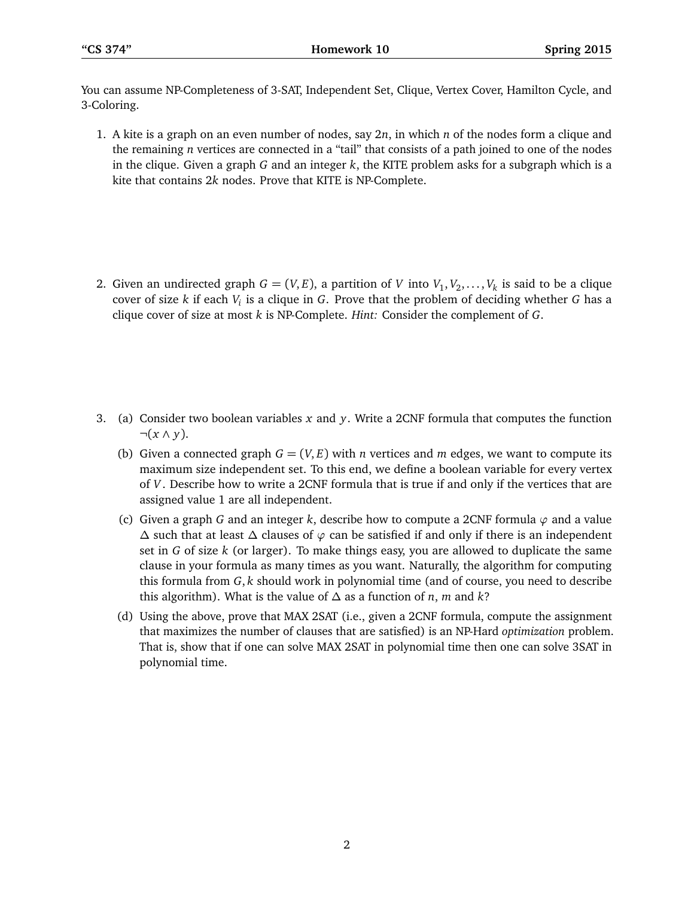You can assume NP-Completeness of 3-SAT, Independent Set, Clique, Vertex Cover, Hamilton Cycle, and 3-Coloring.

1. A kite is a graph on an even number of nodes, say $2n$, in which $n$ of the nodes form a clique and the remaining $n$ vertices are connected in a "tail" that consists of a path joined to one of the nodes in the clique. Given a graph $G$ and an integer $k$, the KITE problem asks for a subgraph which is a kite that contains $2k$ nodes. Prove that KITE is NP-Complete.

2. Given an undirected graph $G = (V, E)$, a partition of $V$ into $V_1, V_2, \ldots, V_k$ is said to be a clique cover of size $k$ if each $V_i$ is a clique in $G$. Prove that the problem of deciding whether $G$ has a clique cover of size at most $k$ is NP-Complete. *Hint:* Consider the complement of $G$.

3. (a) Consider two boolean variables $x$ and $y$. Write a 2CNF formula that computes the function $\neg(x \wedge y)$.

   (b) Given a connected graph $G = (V, E)$ with $n$ vertices and $m$ edges, we want to compute its maximum size independent set. To this end, we define a boolean variable for every vertex of $V$. Describe how to write a 2CNF formula that is true if and only if the vertices that are assigned value 1 are all independent.

   (c) Given a graph $G$ and an integer $k$, describe how to compute a 2CNF formula $\varphi$ and a value $\Delta$ such that at least $\Delta$ clauses of $\varphi$ can be satisfied if and only if there is an independent set in $G$ of size $k$ (or larger). To make things easy, you are allowed to duplicate the same clause in your formula as many times as you want. Naturally, the algorithm for computing this formula from $G, k$ should work in polynomial time (and of course, you need to describe this algorithm). What is the value of $\Delta$ as a function of $n$, $m$ and $k$?

   (d) Using the above, prove that MAX 2SAT (i.e., given a 2CNF formula, compute the assignment that maximizes the number of clauses that are satisfied) is an NP-Hard *optimization* problem. That is, show that if one can solve MAX 2SAT in polynomial time then one can solve 3SAT in polynomial time.